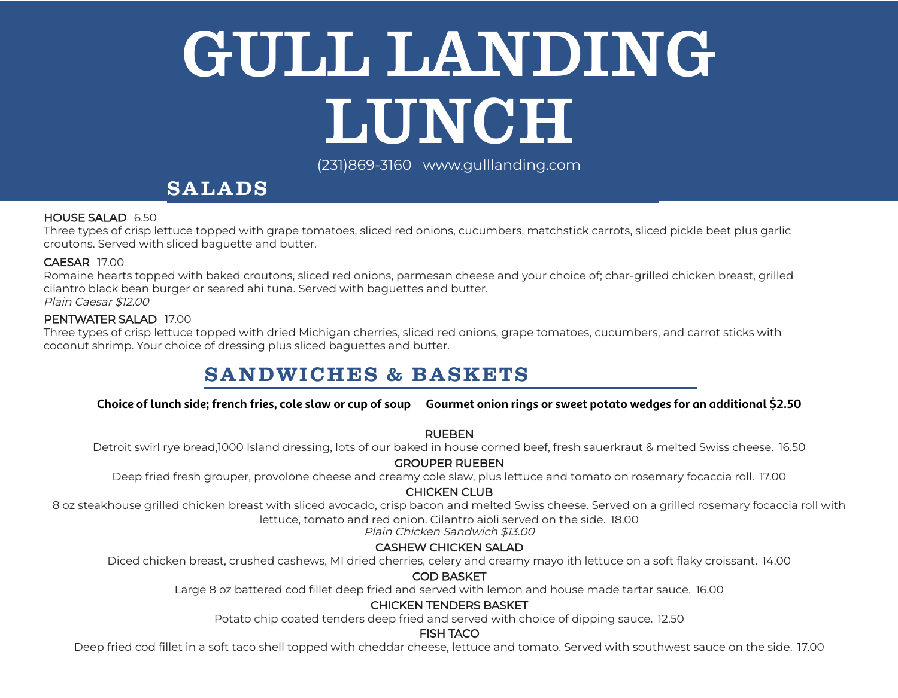# GULL LANDING LUNCH

(231)869-3160 www.gulllanding.com

## SALADS

**HOUSE SALAD** 6.50
Three types of crisp lettuce topped with grape tomatoes, sliced red onions, cucumbers, matchstick carrots, sliced pickle beet plus garlic croutons. Served with sliced baguette and butter.

**CAESAR** 17.00
Romaine hearts topped with baked croutons, sliced red onions, parmesan cheese and your choice of; char-grilled chicken breast, grilled cilantro black bean burger or seared ahi tuna. Served with baguettes and butter.
*Plain Caesar $12.00*

**PENTWATER SALAD** 17.00
Three types of crisp lettuce topped with dried Michigan cherries, sliced red onions, grape tomatoes, cucumbers, and carrot sticks with coconut shrimp. Your choice of dressing plus sliced baguettes and butter.

## SANDWICHES & BASKETS

**Choice of lunch side; french fries, cole slaw or cup of soup     Gourmet onion rings or sweet potato wedges for an additional $2.50**

**RUEBEN**
Detroit swirl rye bread,1000 Island dressing, lots of our baked in house corned beef, fresh sauerkraut & melted Swiss cheese. 16.50

**GROUPER RUEBEN**
Deep fried fresh grouper, provolone cheese and creamy cole slaw, plus lettuce and tomato on rosemary focaccia roll. 17.00

**CHICKEN CLUB**
8 oz steakhouse grilled chicken breast with sliced avocado, crisp bacon and melted Swiss cheese. Served on a grilled rosemary focaccia roll with lettuce, tomato and red onion. Cilantro aioli served on the side. 18.00
*Plain Chicken Sandwich $13.00*

**CASHEW CHICKEN SALAD**
Diced chicken breast, crushed cashews, MI dried cherries, celery and creamy mayo ith lettuce on a soft flaky croissant. 14.00

**COD BASKET**
Large 8 oz battered cod fillet deep fried and served with lemon and house made tartar sauce. 16.00

**CHICKEN TENDERS BASKET**
Potato chip coated tenders deep fried and served with choice of dipping sauce. 12.50

**FISH TACO**
Deep fried cod fillet in a soft taco shell topped with cheddar cheese, lettuce and tomato. Served with southwest sauce on the side. 17.00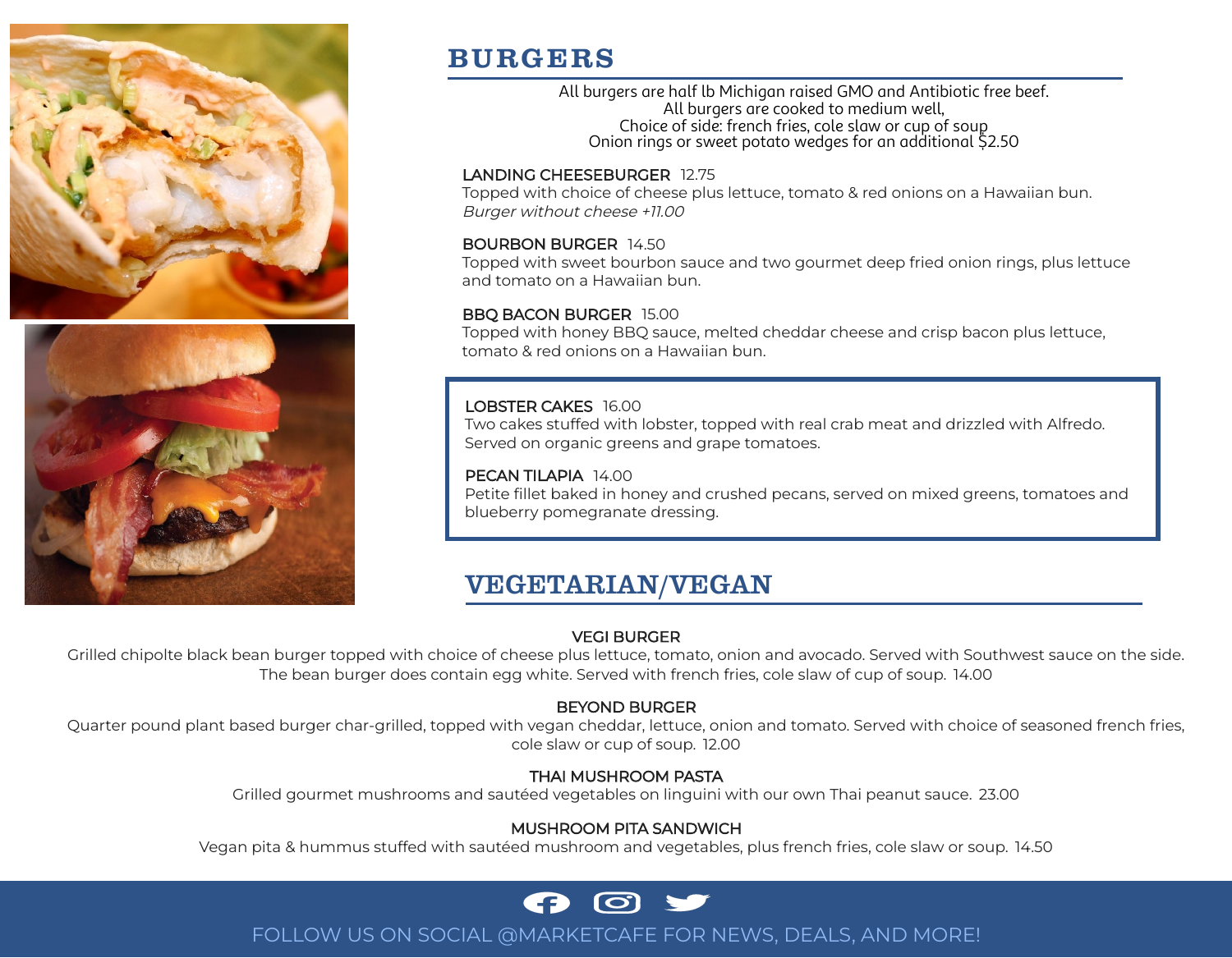## BURGERS

All burgers are half lb Michigan raised GMO and Antibiotic free beef.
All burgers are cooked to medium well,
Choice of side: french fries, cole slaw or cup of soup
Onion rings or sweet potato wedges for an additional $2.50

**LANDING CHEESEBURGER** 12.75
Topped with choice of cheese plus lettuce, tomato & red onions on a Hawaiian bun.
*Burger without cheese +11.00*

**BOURBON BURGER** 14.50
Topped with sweet bourbon sauce and two gourmet deep fried onion rings, plus lettuce and tomato on a Hawaiian bun.

**BBQ BACON BURGER** 15.00
Topped with honey BBQ sauce, melted cheddar cheese and crisp bacon plus lettuce, tomato & red onions on a Hawaiian bun.

**LOBSTER CAKES** 16.00
Two cakes stuffed with lobster, topped with real crab meat and drizzled with Alfredo. Served on organic greens and grape tomatoes.

**PECAN TILAPIA** 14.00
Petite fillet baked in honey and crushed pecans, served on mixed greens, tomatoes and blueberry pomegranate dressing.

## VEGETARIAN/VEGAN

**VEGI BURGER**
Grilled chipolte black bean burger topped with choice of cheese plus lettuce, tomato, onion and avocado. Served with Southwest sauce on the side. The bean burger does contain egg white. Served with french fries, cole slaw of cup of soup. 14.00

**BEYOND BURGER**
Quarter pound plant based burger char-grilled, topped with vegan cheddar, lettuce, onion and tomato. Served with choice of seasoned french fries, cole slaw or cup of soup. 12.00

**THAI MUSHROOM PASTA**
Grilled gourmet mushrooms and sautéed vegetables on linguini with our own Thai peanut sauce. 23.00

**MUSHROOM PITA SANDWICH**
Vegan pita & hummus stuffed with sautéed mushroom and vegetables, plus french fries, cole slaw or soup. 14.50

FOLLOW US ON SOCIAL @MARKETCAFE FOR NEWS, DEALS, AND MORE!